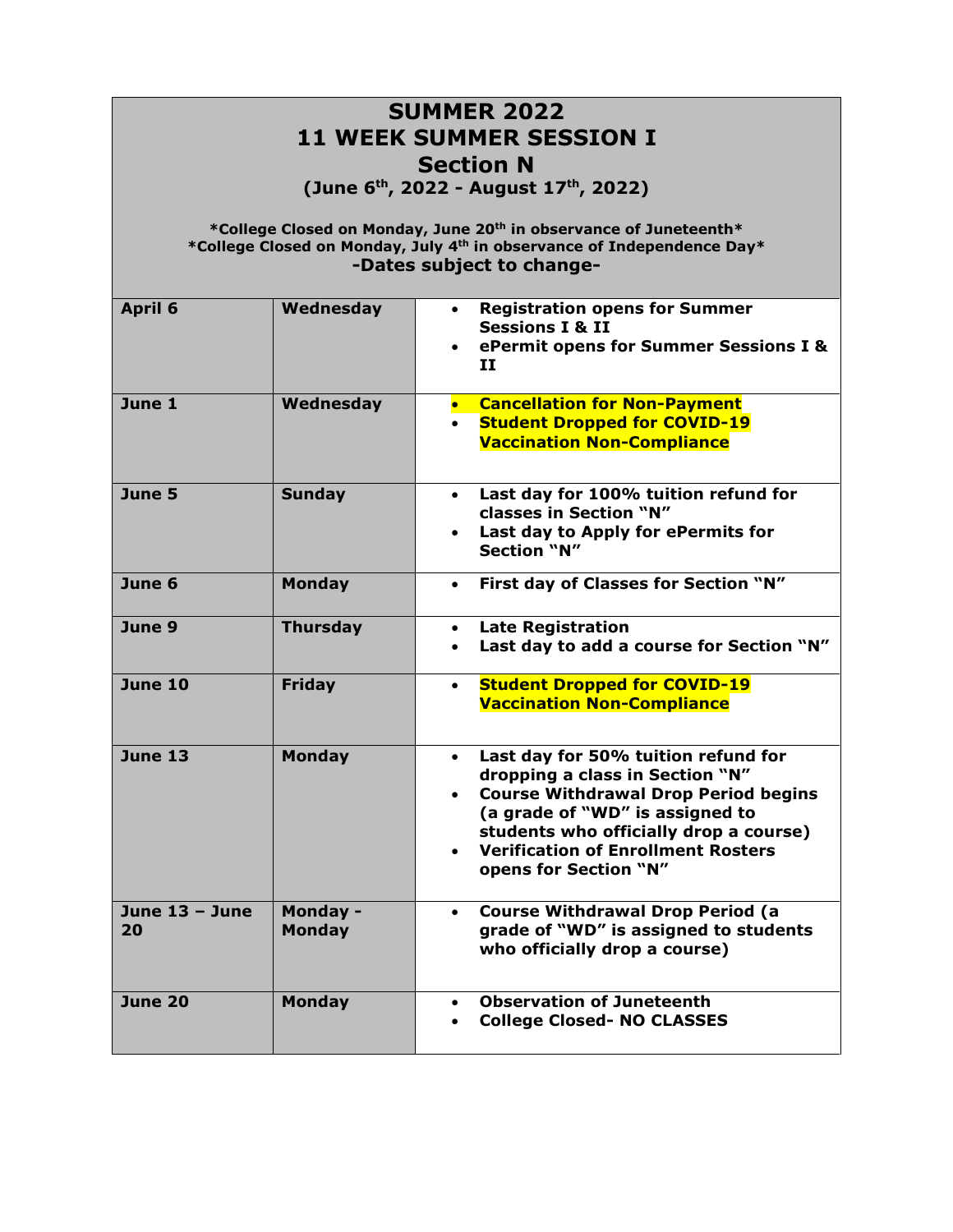# SUMMER 2022
# 11 WEEK SUMMER SESSION I
# Section N

**(June 6th, 2022 - August 17th, 2022)**

**\*College Closed on Monday, June 20th in observance of Juneteenth\***
**\*College Closed on Monday, July 4th in observance of Independence Day\***
**-Dates subject to change-**

| | | |
|---|---|---|
| **April 6** | **Wednesday** | • **Registration opens for Summer Sessions I & II**<br>• **ePermit opens for Summer Sessions I & II** |
| **June 1** | **Wednesday** | • **Cancellation for Non-Payment**<br>• **Student Dropped for COVID-19 Vaccination Non-Compliance** |
| **June 5** | **Sunday** | • **Last day for 100% tuition refund for classes in Section "N"**<br>• **Last day to Apply for ePermits for Section "N"** |
| **June 6** | **Monday** | • **First day of Classes for Section "N"** |
| **June 9** | **Thursday** | • **Late Registration**<br>• **Last day to add a course for Section "N"** |
| **June 10** | **Friday** | • **Student Dropped for COVID-19 Vaccination Non-Compliance** |
| **June 13** | **Monday** | • **Last day for 50% tuition refund for dropping a class in Section "N"**<br>• **Course Withdrawal Drop Period begins (a grade of "WD" is assigned to students who officially drop a course)**<br>• **Verification of Enrollment Rosters opens for Section "N"** |
| **June 13 – June 20** | **Monday - Monday** | • **Course Withdrawal Drop Period (a grade of "WD" is assigned to students who officially drop a course)** |
| **June 20** | **Monday** | • **Observation of Juneteenth**<br>• **College Closed- NO CLASSES** |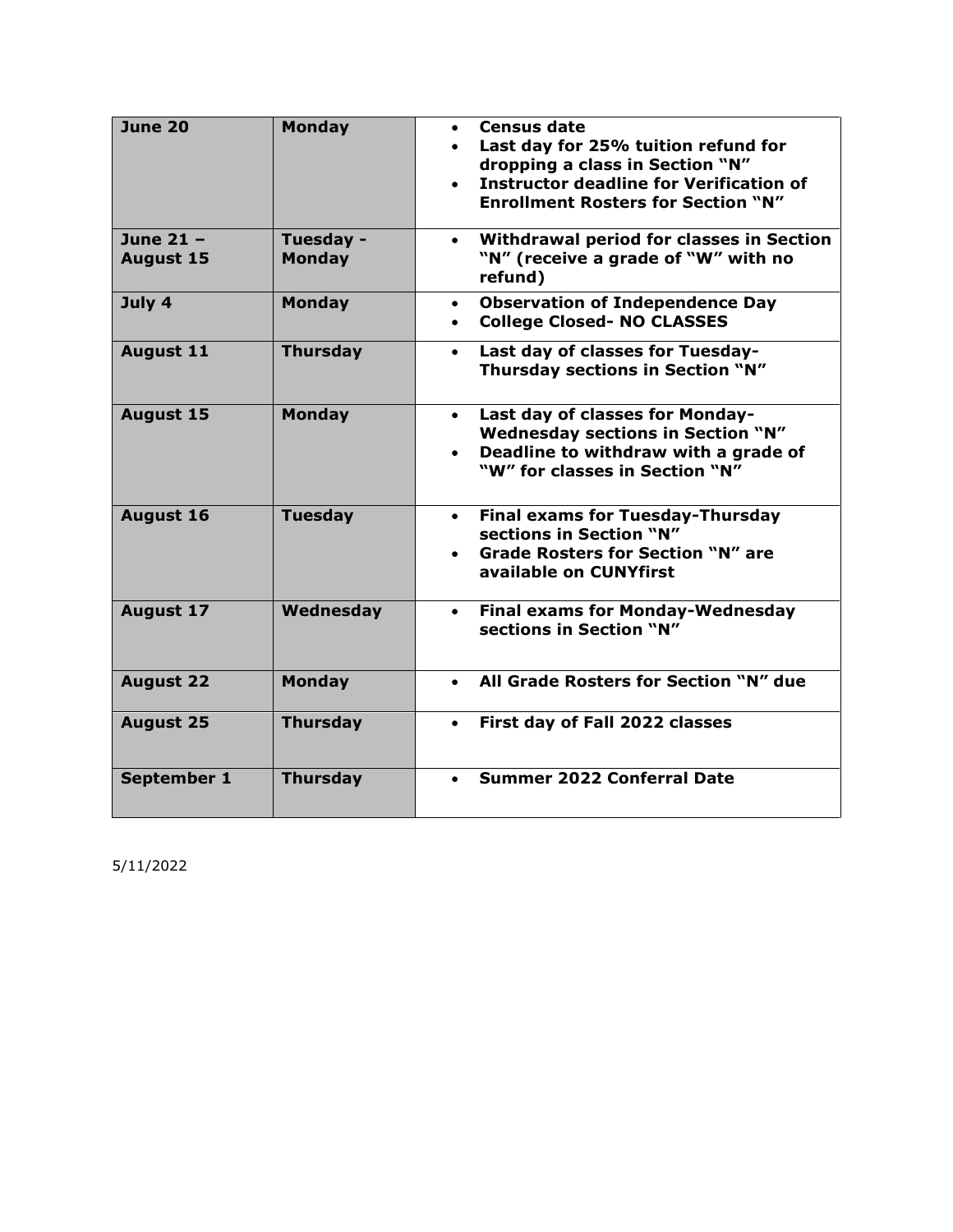| | | |
|---|---|---|
| **June 20** | **Monday** | • **Census date**<br>• **Last day for 25% tuition refund for dropping a class in Section "N"**<br>• **Instructor deadline for Verification of Enrollment Rosters for Section "N"** |
| **June 21 – August 15** | **Tuesday - Monday** | • **Withdrawal period for classes in Section "N" (receive a grade of "W" with no refund)** |
| **July 4** | **Monday** | • **Observation of Independence Day**<br>• **College Closed- NO CLASSES** |
| **August 11** | **Thursday** | • **Last day of classes for Tuesday-Thursday sections in Section "N"** |
| **August 15** | **Monday** | • **Last day of classes for Monday-Wednesday sections in Section "N"**<br>• **Deadline to withdraw with a grade of "W" for classes in Section "N"** |
| **August 16** | **Tuesday** | • **Final exams for Tuesday-Thursday sections in Section "N"**<br>• **Grade Rosters for Section "N" are available on CUNYfirst** |
| **August 17** | **Wednesday** | • **Final exams for Monday-Wednesday sections in Section "N"** |
| **August 22** | **Monday** | • **All Grade Rosters for Section "N" due** |
| **August 25** | **Thursday** | • **First day of Fall 2022 classes** |
| **September 1** | **Thursday** | • **Summer 2022 Conferral Date** |

5/11/2022